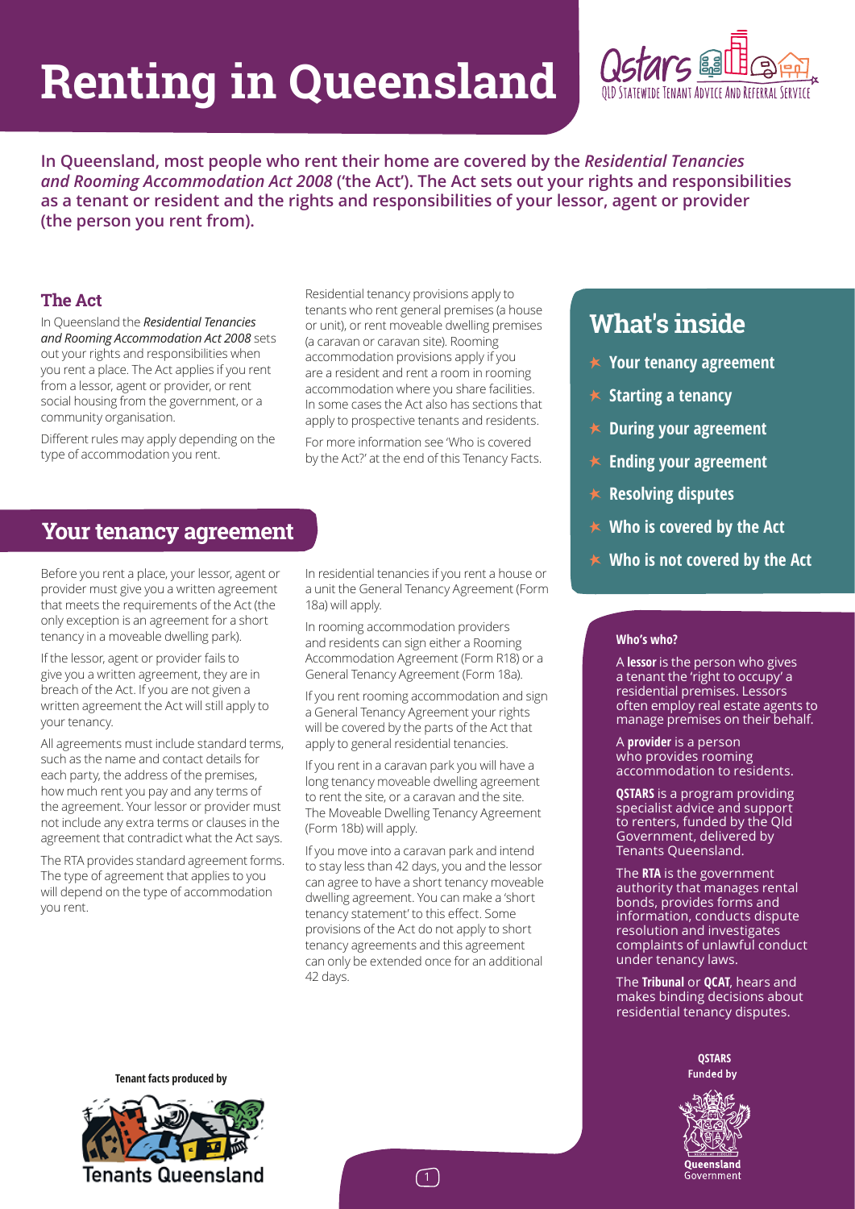# Renting in Queensland

**In Queensland, most people who rent their home are covered by the *Residential Tenancies and Rooming Accommodation Act 2008* ('the Act'). The Act sets out your rights and responsibilities as a tenant or resident and the rights and responsibilities of your lessor, agent or provider (the person you rent from).**

### The Act

In Queensland the ***Residential Tenancies and Rooming Accommodation Act 2008*** sets out your rights and responsibilities when you rent a place. The Act applies if you rent from a lessor, agent or provider, or rent social housing from the government, or a community organisation.

Different rules may apply depending on the type of accommodation you rent.

Residential tenancy provisions apply to tenants who rent general premises (a house or unit), or rent moveable dwelling premises (a caravan or caravan site). Rooming accommodation provisions apply if you are a resident and rent a room in rooming accommodation where you share facilities. In some cases the Act also has sections that apply to prospective tenants and residents.

For more information see 'Who is covered by the Act?' at the end of this Tenancy Facts.

## What's inside

- Your tenancy agreement
- Starting a tenancy
- During your agreement
- Ending your agreement
- Resolving disputes
- Who is covered by the Act
- Who is not covered by the Act

## Your tenancy agreement

Before you rent a place, your lessor, agent or provider must give you a written agreement that meets the requirements of the Act (the only exception is an agreement for a short tenancy in a moveable dwelling park).

If the lessor, agent or provider fails to give you a written agreement, they are in breach of the Act. If you are not given a written agreement the Act will still apply to your tenancy.

All agreements must include standard terms, such as the name and contact details for each party, the address of the premises, how much rent you pay and any terms of the agreement. Your lessor or provider must not include any extra terms or clauses in the agreement that contradict what the Act says.

The RTA provides standard agreement forms. The type of agreement that applies to you will depend on the type of accommodation you rent.

In residential tenancies if you rent a house or a unit the General Tenancy Agreement (Form 18a) will apply.

In rooming accommodation providers and residents can sign either a Rooming Accommodation Agreement (Form R18) or a General Tenancy Agreement (Form 18a).

If you rent rooming accommodation and sign a General Tenancy Agreement your rights will be covered by the parts of the Act that apply to general residential tenancies.

If you rent in a caravan park you will have a long tenancy moveable dwelling agreement to rent the site, or a caravan and the site. The Moveable Dwelling Tenancy Agreement (Form 18b) will apply.

If you move into a caravan park and intend to stay less than 42 days, you and the lessor can agree to have a short tenancy moveable dwelling agreement. You can make a 'short tenancy statement' to this effect. Some provisions of the Act do not apply to short tenancy agreements and this agreement can only be extended once for an additional 42 days.

#### Who's who?

A **lessor** is the person who gives a tenant the 'right to occupy' a residential premises. Lessors often employ real estate agents to manage premises on their behalf.

A **provider** is a person who provides rooming accommodation to residents.

**QSTARS** is a program providing specialist advice and support to renters, funded by the Qld Government, delivered by Tenants Queensland.

The **RTA** is the government authority that manages rental bonds, provides forms and information, conducts dispute resolution and investigates complaints of unlawful conduct under tenancy laws.

The **Tribunal** or **QCAT**, hears and makes binding decisions about residential tenancy disputes.

**QSTARS Funded by** Queensland Government

**Tenant facts produced by** Tenants Queensland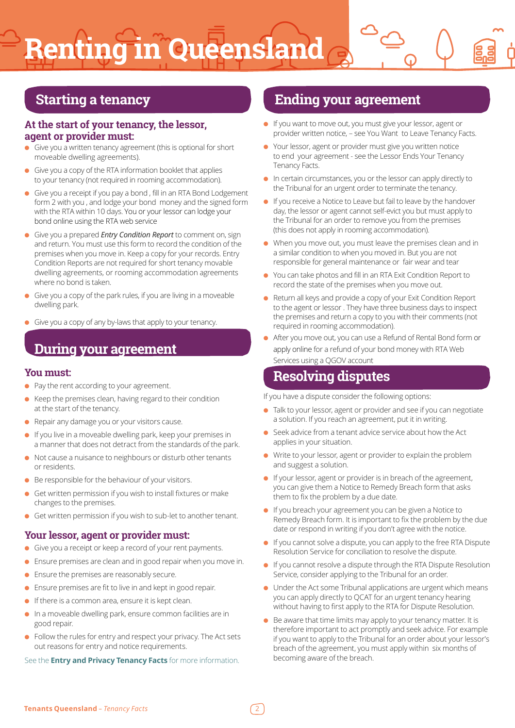# Renting in Queensland

## Starting a tenancy

### At the start of your tenancy, the lessor, agent or provider must:

- Give you a written tenancy agreement (this is optional for short moveable dwelling agreements).
- Give you a copy of the RTA information booklet that applies to your tenancy (not required in rooming accommodation).
- Give you a receipt if you pay a bond , fill in an RTA Bond Lodgement form 2 with you , and lodge your bond money and the signed form with the RTA within 10 days. You or your lessor can lodge your bond online using the RTA web service
- Give you a prepared ***Entry Condition Report*** to comment on, sign and return. You must use this form to record the condition of the premises when you move in. Keep a copy for your records. Entry Condition Reports are not required for short tenancy movable dwelling agreements, or rooming accommodation agreements where no bond is taken.
- Give you a copy of the park rules, if you are living in a moveable dwelling park.
- Give you a copy of any by-laws that apply to your tenancy.

## During your agreement

### You must:

- Pay the rent according to your agreement.
- Keep the premises clean, having regard to their condition at the start of the tenancy.
- Repair any damage you or your visitors cause.
- If you live in a moveable dwelling park, keep your premises in a manner that does not detract from the standards of the park.
- Not cause a nuisance to neighbours or disturb other tenants or residents.
- Be responsible for the behaviour of your visitors.
- Get written permission if you wish to install fixtures or make changes to the premises.
- Get written permission if you wish to sub-let to another tenant.

### Your lessor, agent or provider must:

- Give you a receipt or keep a record of your rent payments.
- Ensure premises are clean and in good repair when you move in.
- Ensure the premises are reasonably secure.
- Ensure premises are fit to live in and kept in good repair.
- If there is a common area, ensure it is kept clean.
- In a moveable dwelling park, ensure common facilities are in good repair.
- Follow the rules for entry and respect your privacy. The Act sets out reasons for entry and notice requirements.

See the **Entry and Privacy Tenancy Facts** for more information.

## Ending your agreement

- If you want to move out, you must give your lessor, agent or provider written notice, – see You Want to Leave Tenancy Facts.
- Your lessor, agent or provider must give you written notice to end your agreement - see the Lessor Ends Your Tenancy Tenancy Facts.
- In certain circumstances, you or the lessor can apply directly to the Tribunal for an urgent order to terminate the tenancy.
- If you receive a Notice to Leave but fail to leave by the handover day, the lessor or agent cannot self-evict you but must apply to the Tribunal for an order to remove you from the premises (this does not apply in rooming accommodation).
- When you move out, you must leave the premises clean and in a similar condition to when you moved in. But you are not responsible for general maintenance or fair wear and tear
- You can take photos and fill in an RTA Exit Condition Report to record the state of the premises when you move out.
- Return all keys and provide a copy of your Exit Condition Report to the agent or lessor . They have three business days to inspect the premises and return a copy to you with their comments (not required in rooming accommodation).
- After you move out, you can use a Refund of Rental Bond form or apply online for a refund of your bond money with RTA Web Services using a QGOV account

## Resolving disputes

If you have a dispute consider the following options:

- Talk to your lessor, agent or provider and see if you can negotiate a solution. If you reach an agreement, put it in writing.
- Seek advice from a tenant advice service about how the Act applies in your situation.
- Write to your lessor, agent or provider to explain the problem and suggest a solution.
- If your lessor, agent or provider is in breach of the agreement, you can give them a Notice to Remedy Breach form that asks them to fix the problem by a due date.
- If you breach your agreement you can be given a Notice to Remedy Breach form. It is important to fix the problem by the due date or respond in writing if you don't agree with the notice.
- If you cannot solve a dispute, you can apply to the free RTA Dispute Resolution Service for conciliation to resolve the dispute.
- If you cannot resolve a dispute through the RTA Dispute Resolution Service, consider applying to the Tribunal for an order.
- Under the Act some Tribunal applications are urgent which means you can apply directly to QCAT for an urgent tenancy hearing without having to first apply to the RTA for Dispute Resolution.
- Be aware that time limits may apply to your tenancy matter. It is therefore important to act promptly and seek advice. For example if you want to apply to the Tribunal for an order about your lessor's breach of the agreement, you must apply within six months of becoming aware of the breach.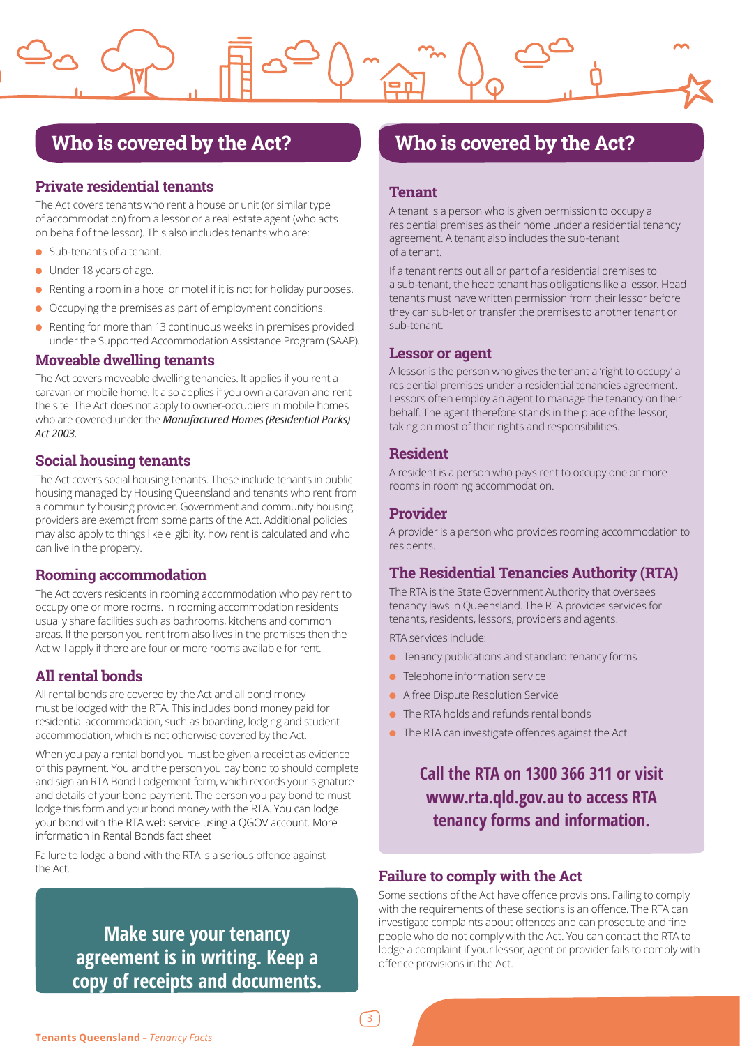## Who is covered by the Act?

### Private residential tenants

The Act covers tenants who rent a house or unit (or similar type of accommodation) from a lessor or a real estate agent (who acts on behalf of the lessor). This also includes tenants who are:

- Sub-tenants of a tenant.
- Under 18 years of age.
- Renting a room in a hotel or motel if it is not for holiday purposes.
- Occupying the premises as part of employment conditions.
- Renting for more than 13 continuous weeks in premises provided under the Supported Accommodation Assistance Program (SAAP).

### Moveable dwelling tenants

The Act covers moveable dwelling tenancies. It applies if you rent a caravan or mobile home. It also applies if you own a caravan and rent the site. The Act does not apply to owner-occupiers in mobile homes who are covered under the ***Manufactured Homes (Residential Parks) Act 2003.***

### Social housing tenants

The Act covers social housing tenants. These include tenants in public housing managed by Housing Queensland and tenants who rent from a community housing provider. Government and community housing providers are exempt from some parts of the Act. Additional policies may also apply to things like eligibility, how rent is calculated and who can live in the property.

### Rooming accommodation

The Act covers residents in rooming accommodation who pay rent to occupy one or more rooms. In rooming accommodation residents usually share facilities such as bathrooms, kitchens and common areas. If the person you rent from also lives in the premises then the Act will apply if there are four or more rooms available for rent.

### All rental bonds

All rental bonds are covered by the Act and all bond money must be lodged with the RTA. This includes bond money paid for residential accommodation, such as boarding, lodging and student accommodation, which is not otherwise covered by the Act.

When you pay a rental bond you must be given a receipt as evidence of this payment. You and the person you pay bond to should complete and sign an RTA Bond Lodgement form, which records your signature and details of your bond payment. The person you pay bond to must lodge this form and your bond money with the RTA. You can lodge your bond with the RTA web service using a QGOV account. More information in Rental Bonds fact sheet

Failure to lodge a bond with the RTA is a serious offence against the Act.

**Make sure your tenancy agreement is in writing. Keep a copy of receipts and documents.**

## Who is covered by the Act?

### Tenant

A tenant is a person who is given permission to occupy a residential premises as their home under a residential tenancy agreement. A tenant also includes the sub-tenant of a tenant.

If a tenant rents out all or part of a residential premises to a sub-tenant, the head tenant has obligations like a lessor. Head tenants must have written permission from their lessor before they can sub-let or transfer the premises to another tenant or sub-tenant.

### Lessor or agent

A lessor is the person who gives the tenant a 'right to occupy' a residential premises under a residential tenancies agreement. Lessors often employ an agent to manage the tenancy on their behalf. The agent therefore stands in the place of the lessor, taking on most of their rights and responsibilities.

### Resident

A resident is a person who pays rent to occupy one or more rooms in rooming accommodation.

### Provider

A provider is a person who provides rooming accommodation to residents.

### The Residential Tenancies Authority (RTA)

The RTA is the State Government Authority that oversees tenancy laws in Queensland. The RTA provides services for tenants, residents, lessors, providers and agents.

RTA services include:

- Tenancy publications and standard tenancy forms
- Telephone information service
- A free Dispute Resolution Service
- The RTA holds and refunds rental bonds
- The RTA can investigate offences against the Act

**Call the RTA on 1300 366 311 or visit www.rta.qld.gov.au to access RTA tenancy forms and information.**

### Failure to comply with the Act

Some sections of the Act have offence provisions. Failing to comply with the requirements of these sections is an offence. The RTA can investigate complaints about offences and can prosecute and fine people who do not comply with the Act. You can contact the RTA to lodge a complaint if your lessor, agent or provider fails to comply with offence provisions in the Act.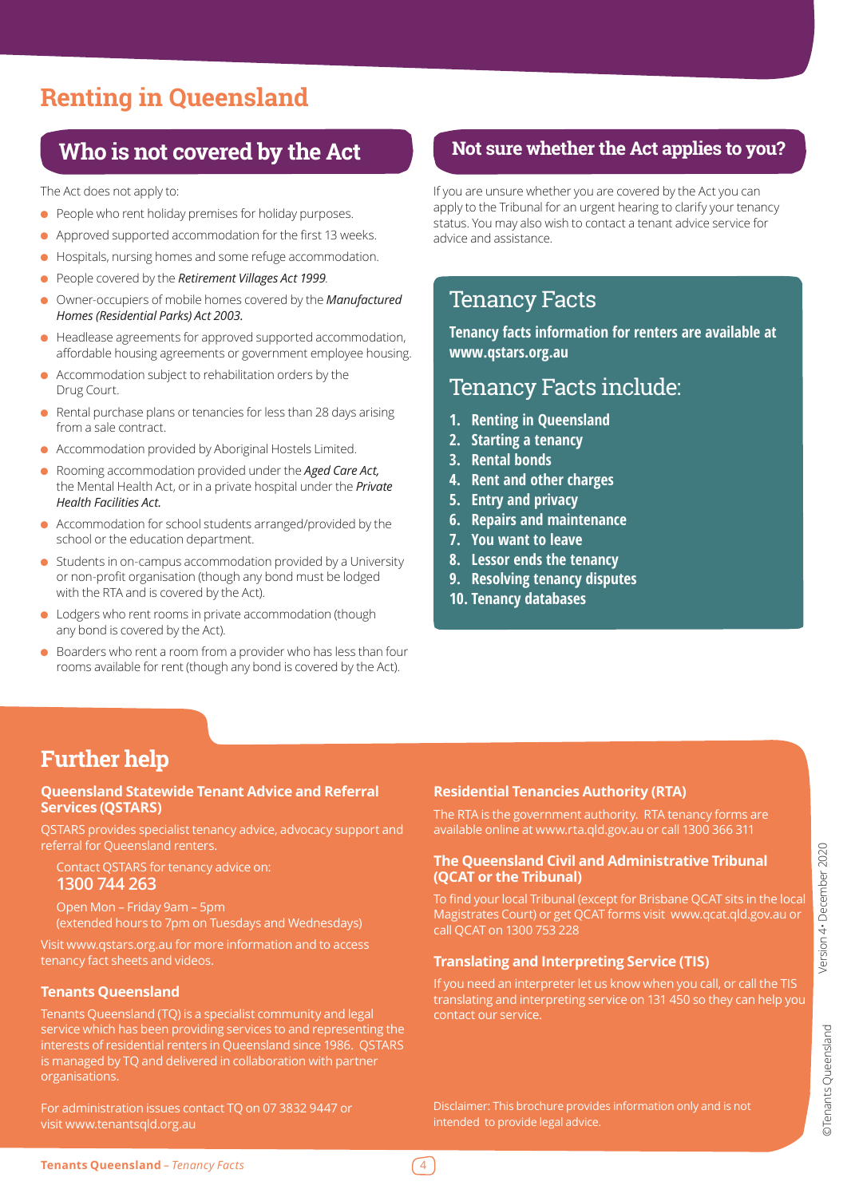# Renting in Queensland

## Who is not covered by the Act

The Act does not apply to:

- People who rent holiday premises for holiday purposes.
- Approved supported accommodation for the first 13 weeks.
- Hospitals, nursing homes and some refuge accommodation.
- People covered by the *Retirement Villages Act 1999*.
- Owner-occupiers of mobile homes covered by the *Manufactured Homes (Residential Parks) Act 2003.*
- Headlease agreements for approved supported accommodation, affordable housing agreements or government employee housing.
- Accommodation subject to rehabilitation orders by the Drug Court.
- Rental purchase plans or tenancies for less than 28 days arising from a sale contract.
- Accommodation provided by Aboriginal Hostels Limited.
- Rooming accommodation provided under the *Aged Care Act,* the Mental Health Act, or in a private hospital under the *Private Health Facilities Act.*
- Accommodation for school students arranged/provided by the school or the education department.
- Students in on-campus accommodation provided by a University or non-profit organisation (though any bond must be lodged with the RTA and is covered by the Act).
- Lodgers who rent rooms in private accommodation (though any bond is covered by the Act).
- Boarders who rent a room from a provider who has less than four rooms available for rent (though any bond is covered by the Act).

## Not sure whether the Act applies to you?

If you are unsure whether you are covered by the Act you can apply to the Tribunal for an urgent hearing to clarify your tenancy status. You may also wish to contact a tenant advice service for advice and assistance.

## Tenancy Facts

**Tenancy facts information for renters are available at www.qstars.org.au**

## Tenancy Facts include:

1. **Renting in Queensland**
2. **Starting a tenancy**
3. **Rental bonds**
4. **Rent and other charges**
5. **Entry and privacy**
6. **Repairs and maintenance**
7. **You want to leave**
8. **Lessor ends the tenancy**
9. **Resolving tenancy disputes**
10. **Tenancy databases**

# Further help

### Queensland Statewide Tenant Advice and Referral Services (QSTARS)

QSTARS provides specialist tenancy advice, advocacy support and referral for Queensland renters.

Contact QSTARS for tenancy advice on:
**1300 744 263**

Open Mon – Friday 9am – 5pm
(extended hours to 7pm on Tuesdays and Wednesdays)

Visit www.qstars.org.au for more information and to access tenancy fact sheets and videos.

### Tenants Queensland

Tenants Queensland (TQ) is a specialist community and legal service which has been providing services to and representing the interests of residential renters in Queensland since 1986. QSTARS is managed by TQ and delivered in collaboration with partner organisations.

For administration issues contact TQ on 07 3832 9447 or visit www.tenantsqld.org.au

### Residential Tenancies Authority (RTA)

The RTA is the government authority. RTA tenancy forms are available online at www.rta.qld.gov.au or call 1300 366 311

### The Queensland Civil and Administrative Tribunal (QCAT or the Tribunal)

To find your local Tribunal (except for Brisbane QCAT sits in the local Magistrates Court) or get QCAT forms visit www.qcat.qld.gov.au or call QCAT on 1300 753 228

### Translating and Interpreting Service (TIS)

If you need an interpreter let us know when you call, or call the TIS translating and interpreting service on 131 450 so they can help you contact our service.

Disclaimer: This brochure provides information only and is not intended to provide legal advice.

Version 4 • December 2020

©Tenants Queensland